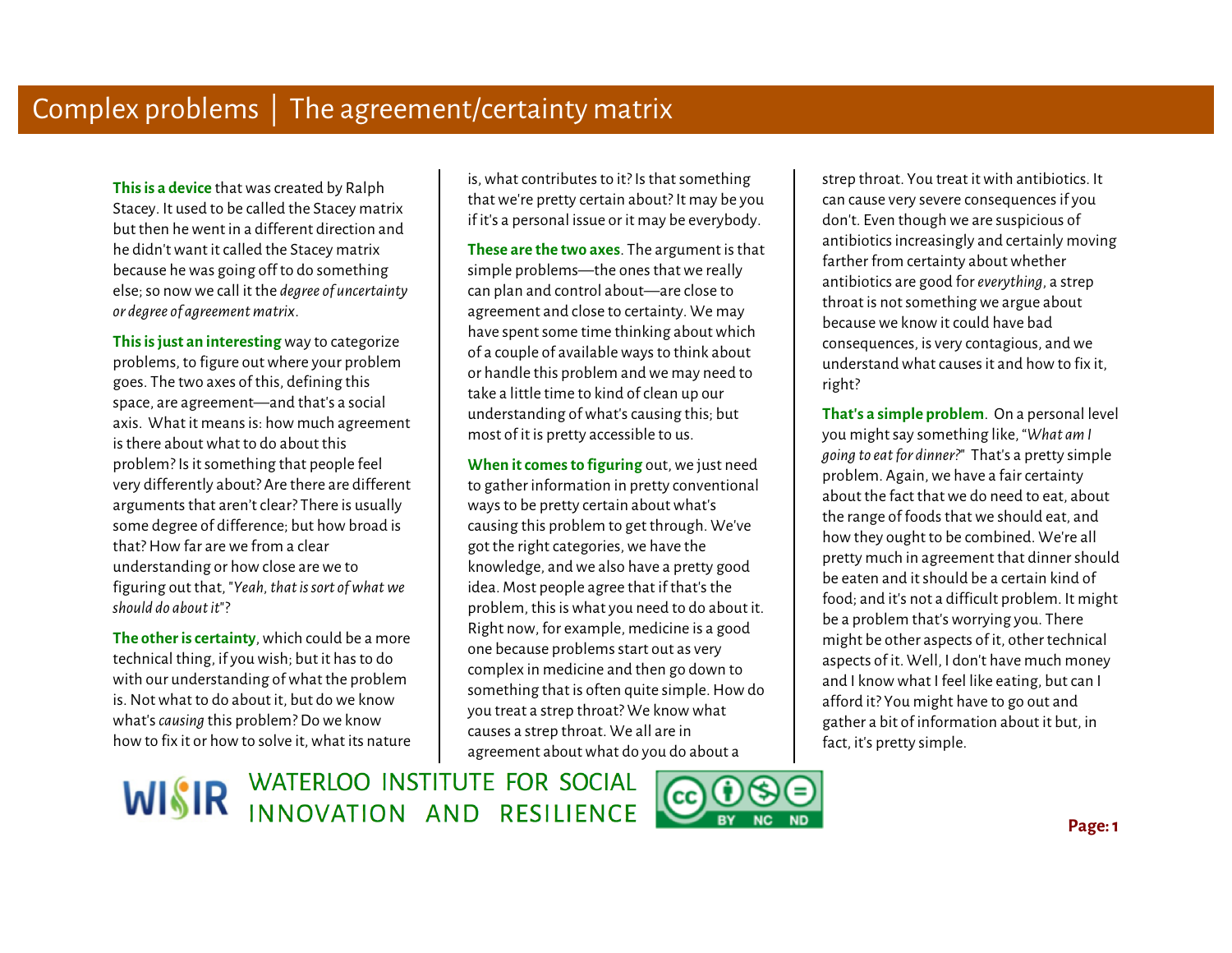# Complex problems | The agreement/certainty matrix

**This is a device** that was created by Ralph Stacey. It used to be called the Stacey matrix but then he went in a different direction and he didn't want it called the Stacey matrix because he was going off to do something else; so now we call it the *degree of uncertainty or degree of agreement matrix*.

**This is just an interesting** way to categorize problems, to figure out where your problem goes. The two axes of this, defining this space, are agreement—and that's a social axis. What it means is: how much agreement is there about what to do about this problem? Is it something that people feel very differently about? Are there are different arguments that aren't clear? There is usually some degree of difference; but how broad is that? How far are we from a clear understanding or how close are we to figuring out that, "*Yeah, that is sort of what we should do about it*"?

**The other is certainty**, which could be a more technical thing, if you wish; but it has to do with our understanding of what the problem is. Not what to do about it, but do we know what's *causing* this problem? Do we know how to fix it or how to solve it, what its nature is, what contributes to it? Is that something that we're pretty certain about? It may be you if it's a personal issue or it may be everybody.

**These are the two axes**. The argument is that simple problems—the ones that we really can plan and control about—are close to agreement and close to certainty. We may have spent some time thinking about which of a couple of available ways to think about or handle this problem and we may need to take a little time to kind of clean up our understanding of what's causing this; but most of it is pretty accessible to us.

**When it comes to figuring** out, we just need to gather information in pretty conventional ways to be pretty certain about what's causing this problem to get through. We've got the right categories, we have the knowledge, and we also have a pretty good idea. Most people agree that if that's the problem, this is what you need to do about it. Right now, for example, medicine is a good one because problems start out as very complex in medicine and then go down to something that is often quite simple. How do you treat a strep throat? We know what causes a strep throat. We all are in agreement about what do you do about a strep throat. You treat it with antibiotics. It can cause very severe consequences if you don't. Even though we are suspicious of antibiotics increasingly and certainly moving farther from certainty about whether antibiotics are good for *everything*, a strep throat is not something we argue about because we know it could have bad consequences, is very contagious, and we understand what causes it and how to fix it, right?

**That's a simple problem**. On a personal level you might say something like, "*What am I going to eat for dinner?*" That's a pretty simple problem. Again, we have a fair certainty about the fact that we do need to eat, about the range of foods that we should eat, and how they ought to be combined. We're all pretty much in agreement that dinner should be eaten and it should be a certain kind of food; and it's not a difficult problem. It might be a problem that's worrying you. There might be other aspects of it, other technical aspects of it. Well, I don't have much money and I know what I feel like eating, but can I afford it? You might have to go out and gather a bit of information about it but, in fact, it's pretty simple.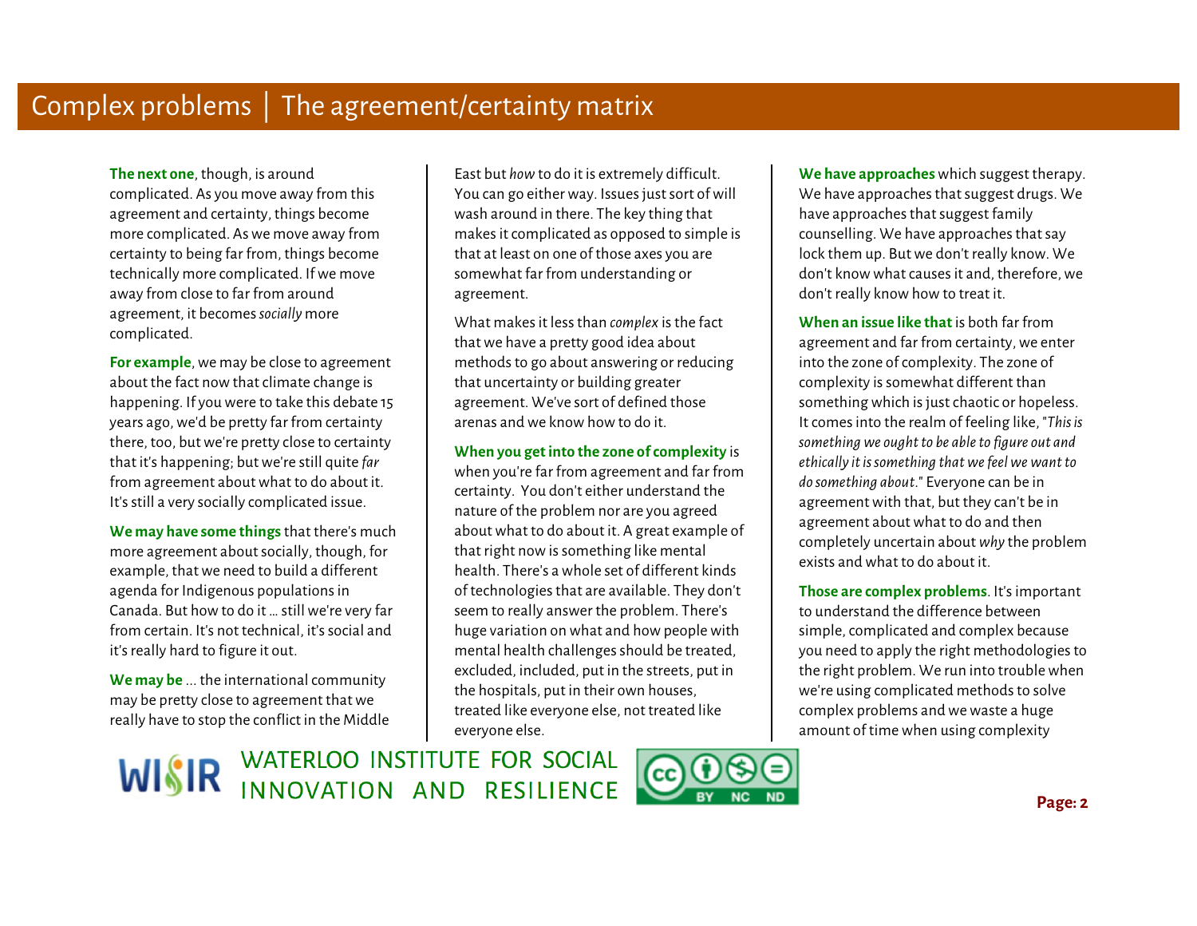## Complex problems | The agreement/certainty matrix

**The next one**, though, is around complicated. As you move away from this agreement and certainty, things become more complicated. As we move away from certainty to being far from, things become technically more complicated. If we move away from close to far from around agreement, it becomes *socially* more complicated.

**For example**, we may be close to agreement about the fact now that climate change is happening. If you were to take this debate 15 years ago, we'd be pretty far from certainty there, too, but we're pretty close to certainty that it's happening; but we're still quite *far* from agreement about what to do about it. It's still a very socially complicated issue.

**We may have some things** that there's much more agreement about socially, though, for example, that we need to build a different agenda for Indigenous populations in Canada. But how to do it … still we're very far from certain. It's not technical, it's social and it's really hard to figure it out.

**We may be** ... the international community may be pretty close to agreement that we really have to stop the conflict in the Middle East but *how* to do it is extremely difficult. You can go either way. Issues just sort of will wash around in there. The key thing that makes it complicated as opposed to simple is that at least on one of those axes you are somewhat far from understanding or agreement.

What makes it less than *complex* is the fact that we have a pretty good idea about methods to go about answering or reducing that uncertainty or building greater agreement. We've sort of defined those arenas and we know how to do it.

**When you get into the zone of complexity** is when you're far from agreement and far from certainty. You don't either understand the nature of the problem nor are you agreed about what to do about it. A great example of that right now is something like mental health. There's a whole set of different kinds of technologies that are available. They don't seem to really answer the problem. There's huge variation on what and how people with mental health challenges should be treated, excluded, included, put in the streets, put in the hospitals, put in their own houses, treated like everyone else, not treated like everyone else.

**We have approaches** which suggest therapy. We have approaches that suggest drugs. We have approaches that suggest family counselling. We have approaches that say lock them up. But we don't really know. We don't know what causes it and, therefore, we don't really know how to treat it.

**When an issue like that** is both far from agreement and far from certainty, we enter into the zone of complexity. The zone of complexity is somewhat different than something which is just chaotic or hopeless. It comes into the realm of feeling like, "*This is something we ought to be able to figure out and ethically it is something that we feel we want to do something about*." Everyone can be in agreement with that, but they can't be in agreement about what to do and then completely uncertain about *why* the problem exists and what to do about it.

**Those are complex problems**. It's important to understand the difference between simple, complicated and complex because you need to apply the right methodologies to the right problem. We run into trouble when we're using complicated methods to solve complex problems and we waste a huge amount of time when using complexity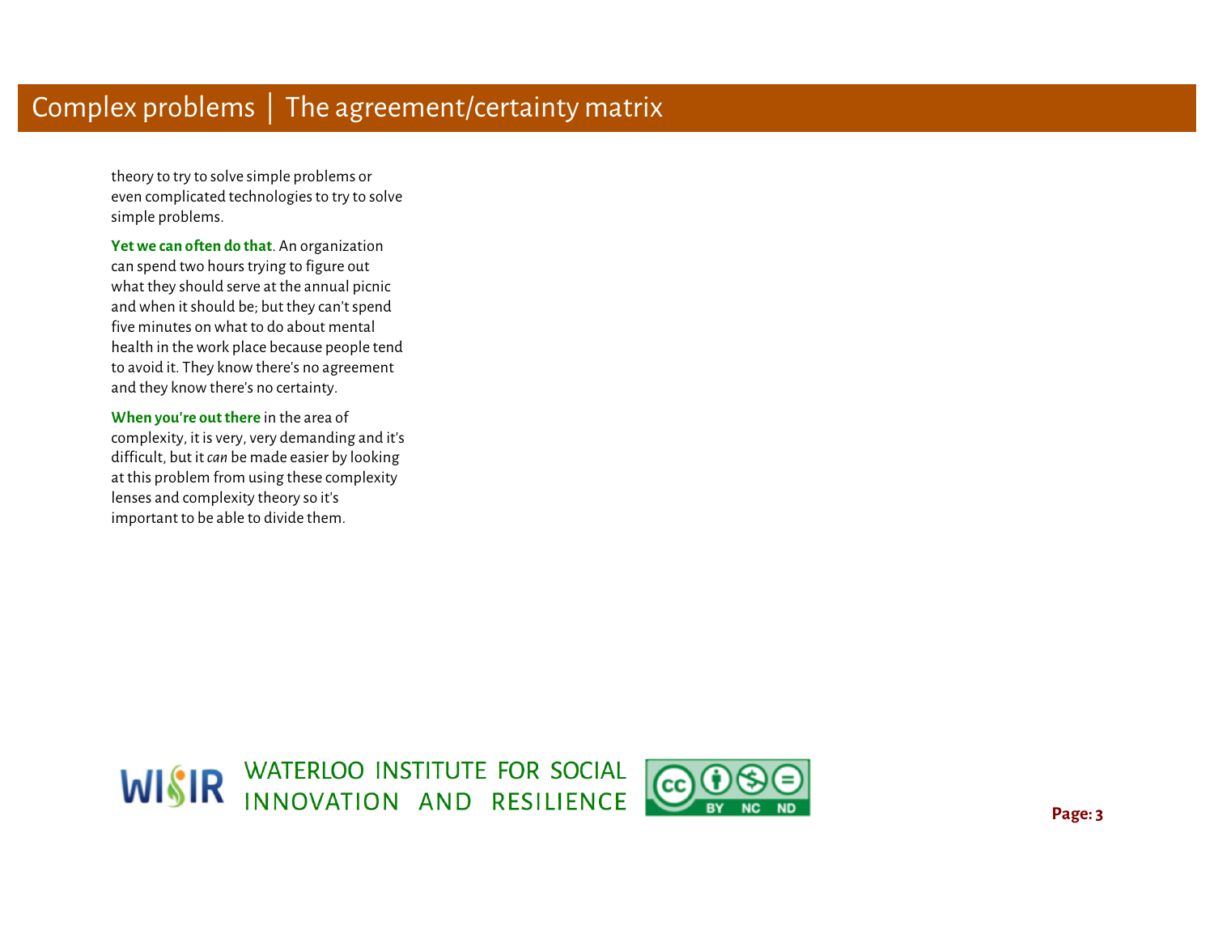theory to try to solve simple problems or even complicated technologies to try to solve simple problems.

**Yet we can often do that**. An organization can spend two hours trying to figure out what they should serve at the annual picnic and when it should be; but they can't spend five minutes on what to do about mental health in the work place because people tend to avoid it. They know there's no agreement and they know there's no certainty.

**When you're out there** in the area of complexity, it is very, very demanding and it's difficult, but it *can* be made easier by looking at this problem from using these complexity lenses and complexity theory so it's important to be able to divide them.